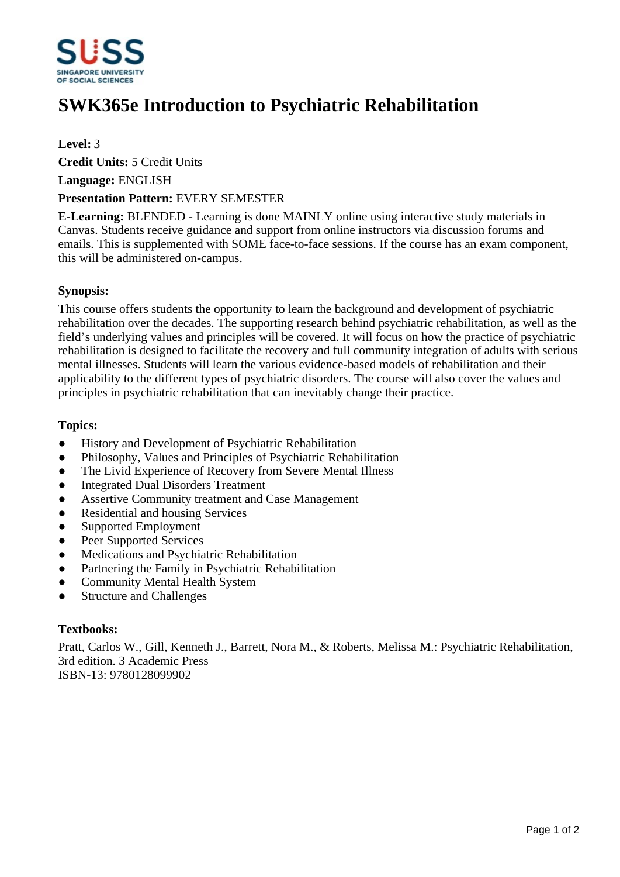SUSS
SINGAPORE UNIVERSITY OF SOCIAL SCIENCES

# SWK365e Introduction to Psychiatric Rehabilitation

**Level:** 3

**Credit Units:** 5 Credit Units

**Language:** ENGLISH

**Presentation Pattern:** EVERY SEMESTER

**E-Learning:** BLENDED - Learning is done MAINLY online using interactive study materials in Canvas. Students receive guidance and support from online instructors via discussion forums and emails. This is supplemented with SOME face-to-face sessions. If the course has an exam component, this will be administered on-campus.

### Synopsis:

This course offers students the opportunity to learn the background and development of psychiatric rehabilitation over the decades. The supporting research behind psychiatric rehabilitation, as well as the field's underlying values and principles will be covered. It will focus on how the practice of psychiatric rehabilitation is designed to facilitate the recovery and full community integration of adults with serious mental illnesses. Students will learn the various evidence-based models of rehabilitation and their applicability to the different types of psychiatric disorders. The course will also cover the values and principles in psychiatric rehabilitation that can inevitably change their practice.

### Topics:

- History and Development of Psychiatric Rehabilitation
- Philosophy, Values and Principles of Psychiatric Rehabilitation
- The Livid Experience of Recovery from Severe Mental Illness
- Integrated Dual Disorders Treatment
- Assertive Community treatment and Case Management
- Residential and housing Services
- Supported Employment
- Peer Supported Services
- Medications and Psychiatric Rehabilitation
- Partnering the Family in Psychiatric Rehabilitation
- Community Mental Health System
- Structure and Challenges

### Textbooks:

Pratt, Carlos W., Gill, Kenneth J., Barrett, Nora M., & Roberts, Melissa M.: Psychiatric Rehabilitation, 3rd edition. 3 Academic Press
ISBN-13: 9780128099902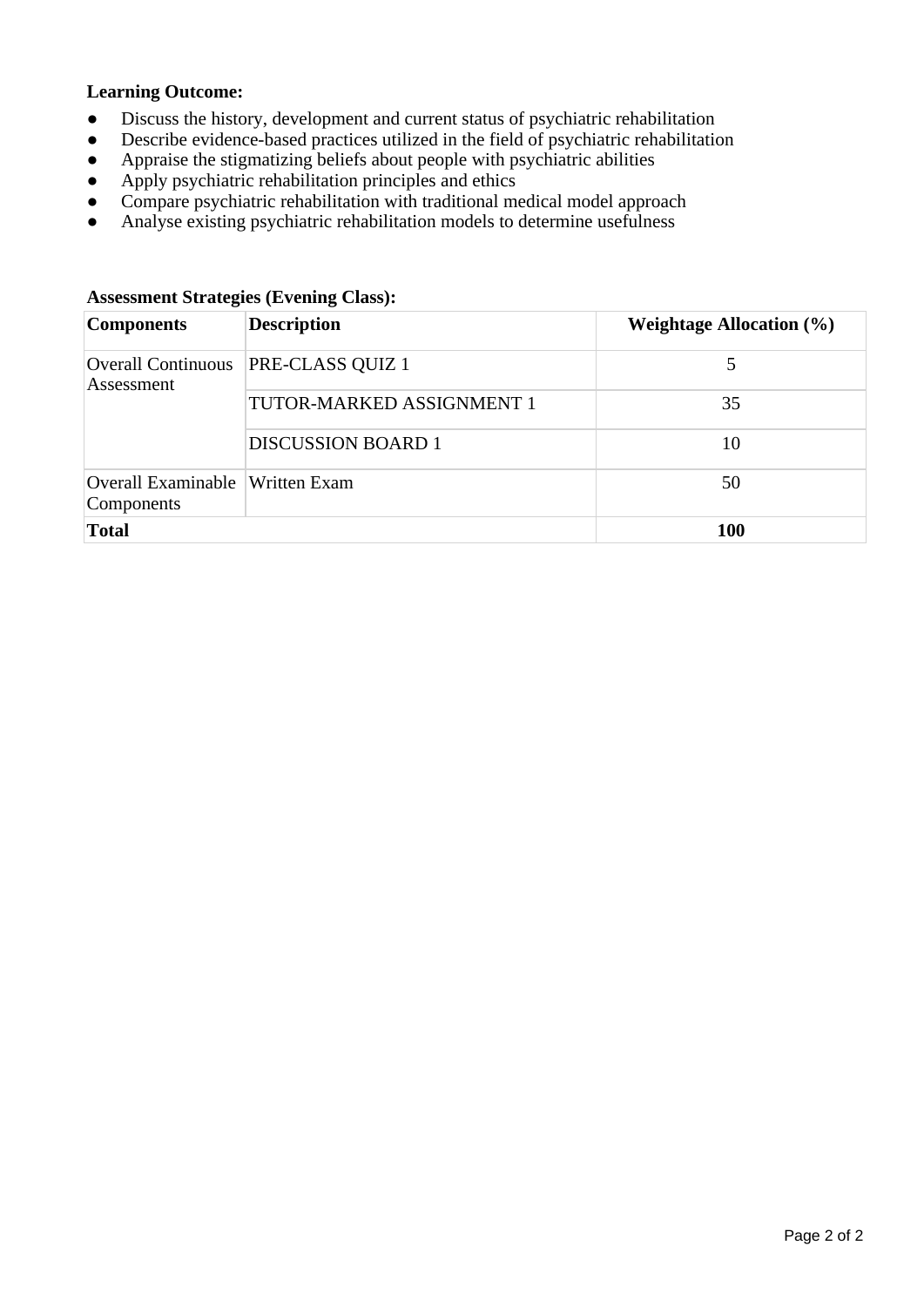**Learning Outcome:**

- Discuss the history, development and current status of psychiatric rehabilitation
- Describe evidence-based practices utilized in the field of psychiatric rehabilitation
- Appraise the stigmatizing beliefs about people with psychiatric abilities
- Apply psychiatric rehabilitation principles and ethics
- Compare psychiatric rehabilitation with traditional medical model approach
- Analyse existing psychiatric rehabilitation models to determine usefulness

**Assessment Strategies (Evening Class):**

| Components | Description | Weightage Allocation (%) |
|---|---|---|
| Overall Continuous Assessment | PRE-CLASS QUIZ 1 | 5 |
| | TUTOR-MARKED ASSIGNMENT 1 | 35 |
| | DISCUSSION BOARD 1 | 10 |
| Overall Examinable Components | Written Exam | 50 |
| **Total** | | **100** |